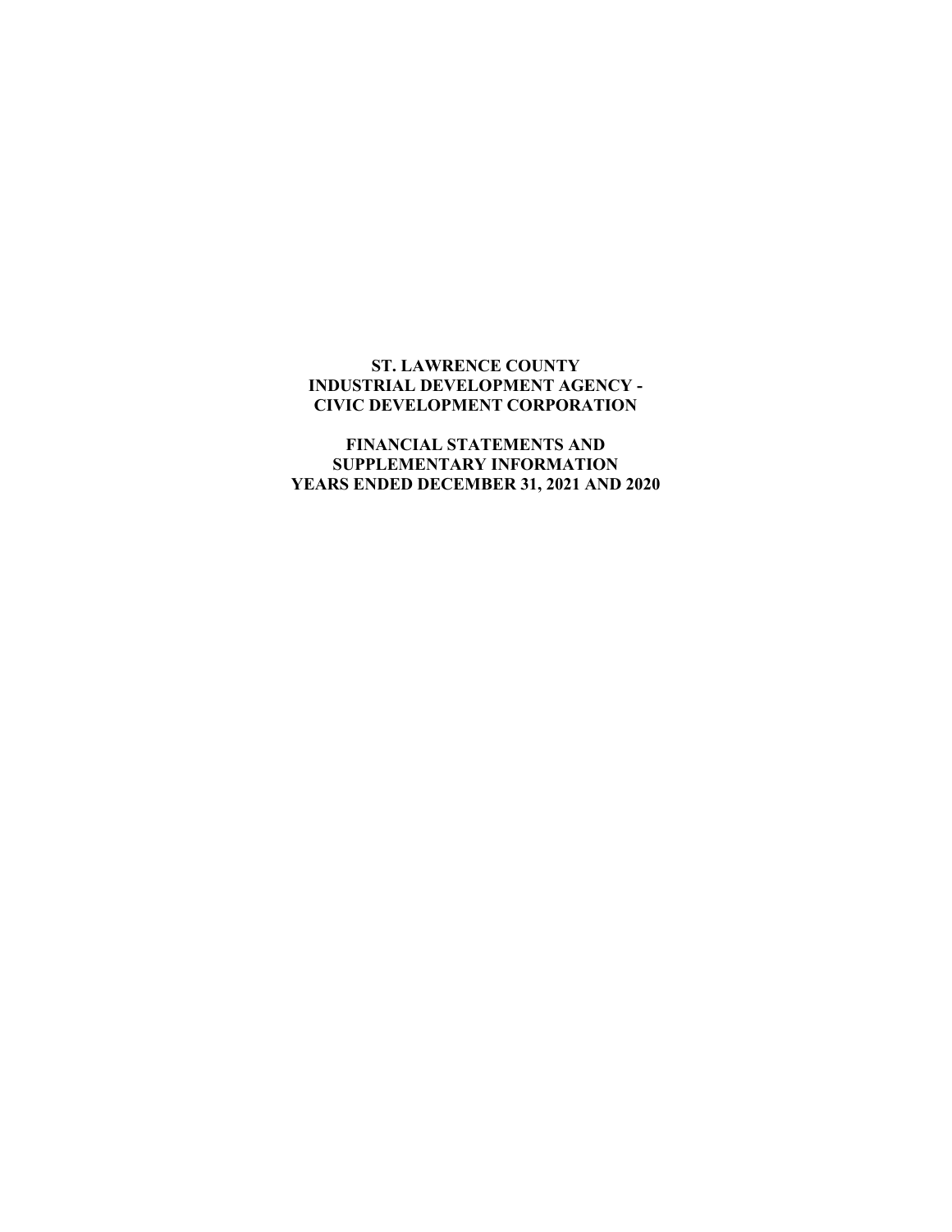# ST. LAWRENCE COUNTY INDUSTRIAL DEVELOPMENT AGENCY - CIVIC DEVELOPMENT CORPORATION

## FINANCIAL STATEMENTS AND SUPPLEMENTARY INFORMATION YEARS ENDED DECEMBER 31, 2021 AND 2020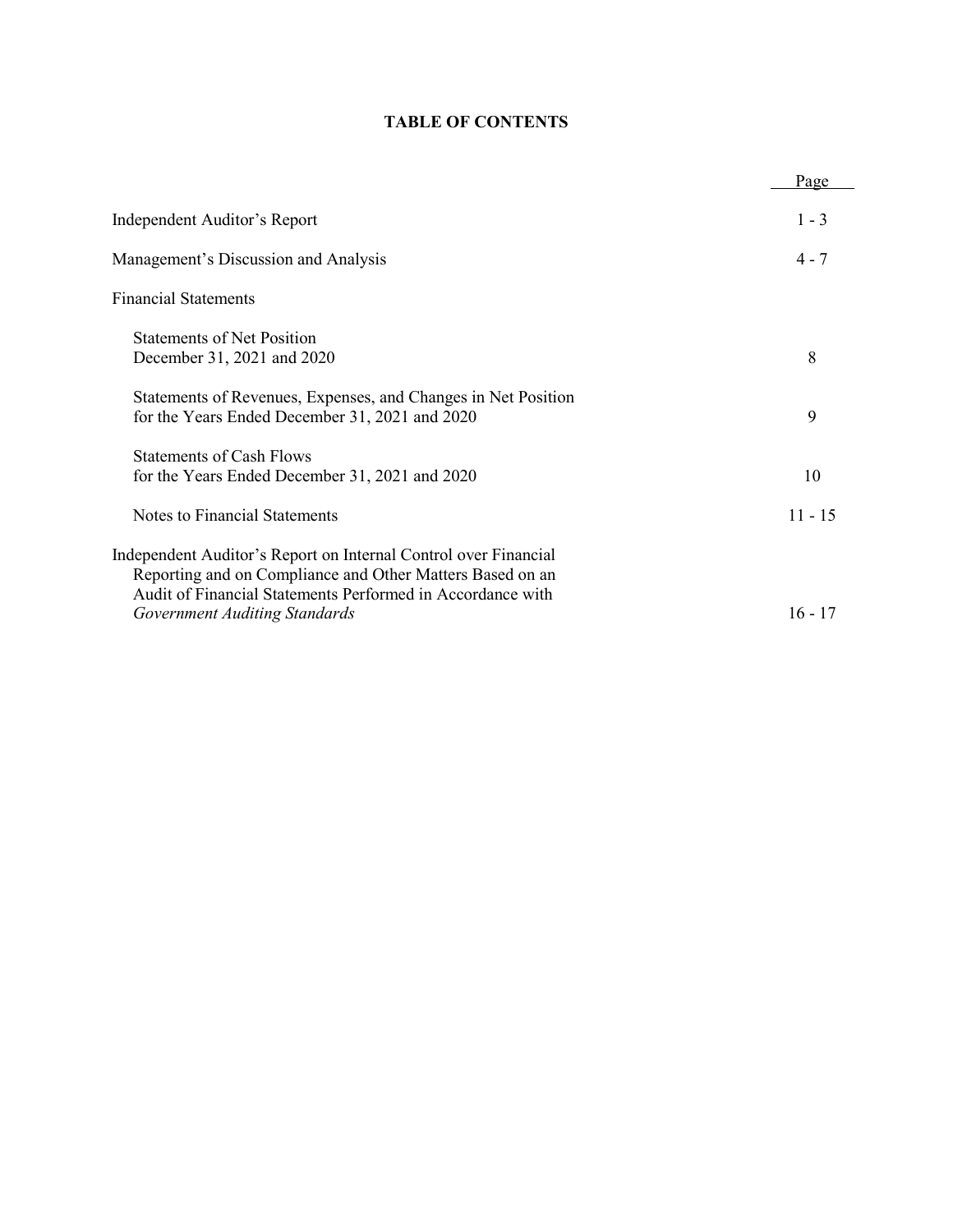# TABLE OF CONTENTS

| | Page |
|---|---|
| Independent Auditor's Report | 1 - 3 |
| Management's Discussion and Analysis | 4 - 7 |
| Financial Statements | |
| Statements of Net Position<br>December 31, 2021 and 2020 | 8 |
| Statements of Revenues, Expenses, and Changes in Net Position<br>for the Years Ended December 31, 2021 and 2020 | 9 |
| Statements of Cash Flows<br>for the Years Ended December 31, 2021 and 2020 | 10 |
| Notes to Financial Statements | 11 - 15 |
| Independent Auditor's Report on Internal Control over Financial Reporting and on Compliance and Other Matters Based on an Audit of Financial Statements Performed in Accordance with *Government Auditing Standards* | 16 - 17 |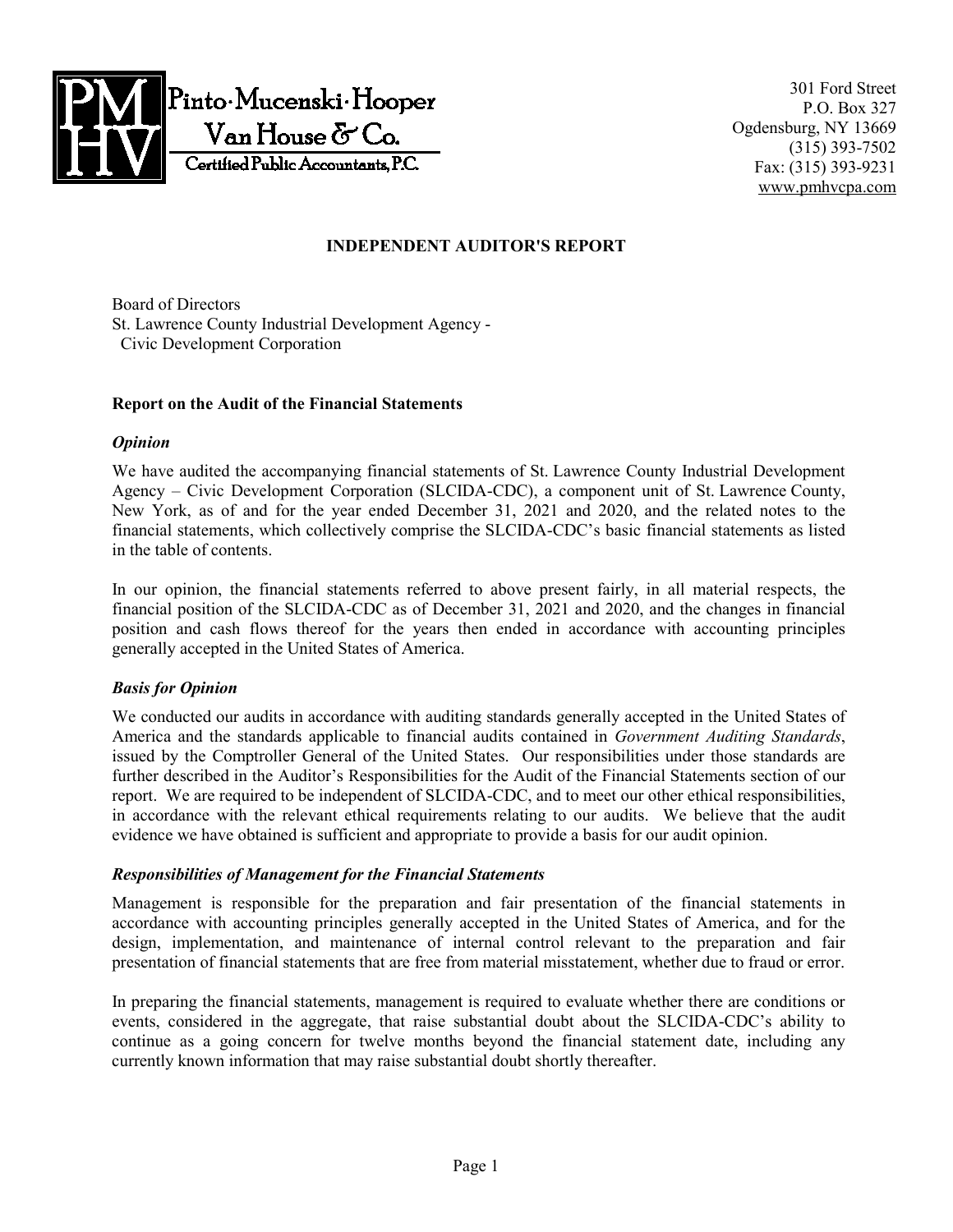Pinto·Mucenski·Hooper Van House & Co.
Certified Public Accountants, P.C.

301 Ford Street
P.O. Box 327
Ogdensburg, NY 13669
(315) 393-7502
Fax: (315) 393-9231
www.pmhvcpa.com

# INDEPENDENT AUDITOR'S REPORT

Board of Directors
St. Lawrence County Industrial Development Agency -
Civic Development Corporation

## Report on the Audit of the Financial Statements

### *Opinion*

We have audited the accompanying financial statements of St. Lawrence County Industrial Development Agency – Civic Development Corporation (SLCIDA-CDC), a component unit of St. Lawrence County, New York, as of and for the year ended December 31, 2021 and 2020, and the related notes to the financial statements, which collectively comprise the SLCIDA-CDC's basic financial statements as listed in the table of contents.

In our opinion, the financial statements referred to above present fairly, in all material respects, the financial position of the SLCIDA-CDC as of December 31, 2021 and 2020, and the changes in financial position and cash flows thereof for the years then ended in accordance with accounting principles generally accepted in the United States of America.

### *Basis for Opinion*

We conducted our audits in accordance with auditing standards generally accepted in the United States of America and the standards applicable to financial audits contained in *Government Auditing Standards*, issued by the Comptroller General of the United States. Our responsibilities under those standards are further described in the Auditor's Responsibilities for the Audit of the Financial Statements section of our report. We are required to be independent of SLCIDA-CDC, and to meet our other ethical responsibilities, in accordance with the relevant ethical requirements relating to our audits. We believe that the audit evidence we have obtained is sufficient and appropriate to provide a basis for our audit opinion.

### *Responsibilities of Management for the Financial Statements*

Management is responsible for the preparation and fair presentation of the financial statements in accordance with accounting principles generally accepted in the United States of America, and for the design, implementation, and maintenance of internal control relevant to the preparation and fair presentation of financial statements that are free from material misstatement, whether due to fraud or error.

In preparing the financial statements, management is required to evaluate whether there are conditions or events, considered in the aggregate, that raise substantial doubt about the SLCIDA-CDC's ability to continue as a going concern for twelve months beyond the financial statement date, including any currently known information that may raise substantial doubt shortly thereafter.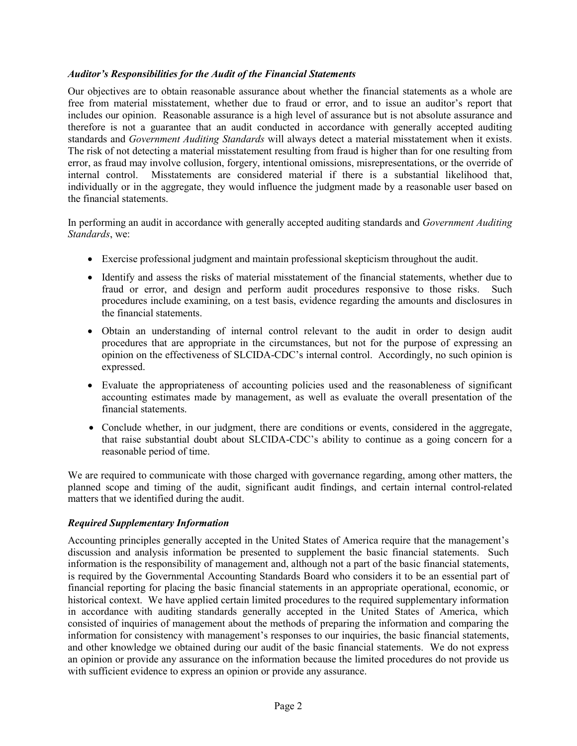### *Auditor's Responsibilities for the Audit of the Financial Statements*

Our objectives are to obtain reasonable assurance about whether the financial statements as a whole are free from material misstatement, whether due to fraud or error, and to issue an auditor's report that includes our opinion. Reasonable assurance is a high level of assurance but is not absolute assurance and therefore is not a guarantee that an audit conducted in accordance with generally accepted auditing standards and *Government Auditing Standards* will always detect a material misstatement when it exists. The risk of not detecting a material misstatement resulting from fraud is higher than for one resulting from error, as fraud may involve collusion, forgery, intentional omissions, misrepresentations, or the override of internal control. Misstatements are considered material if there is a substantial likelihood that, individually or in the aggregate, they would influence the judgment made by a reasonable user based on the financial statements.

In performing an audit in accordance with generally accepted auditing standards and *Government Auditing Standards*, we:

- Exercise professional judgment and maintain professional skepticism throughout the audit.
- Identify and assess the risks of material misstatement of the financial statements, whether due to fraud or error, and design and perform audit procedures responsive to those risks. Such procedures include examining, on a test basis, evidence regarding the amounts and disclosures in the financial statements.
- Obtain an understanding of internal control relevant to the audit in order to design audit procedures that are appropriate in the circumstances, but not for the purpose of expressing an opinion on the effectiveness of SLCIDA-CDC's internal control. Accordingly, no such opinion is expressed.
- Evaluate the appropriateness of accounting policies used and the reasonableness of significant accounting estimates made by management, as well as evaluate the overall presentation of the financial statements.
- Conclude whether, in our judgment, there are conditions or events, considered in the aggregate, that raise substantial doubt about SLCIDA-CDC's ability to continue as a going concern for a reasonable period of time.

We are required to communicate with those charged with governance regarding, among other matters, the planned scope and timing of the audit, significant audit findings, and certain internal control-related matters that we identified during the audit.

### *Required Supplementary Information*

Accounting principles generally accepted in the United States of America require that the management's discussion and analysis information be presented to supplement the basic financial statements. Such information is the responsibility of management and, although not a part of the basic financial statements, is required by the Governmental Accounting Standards Board who considers it to be an essential part of financial reporting for placing the basic financial statements in an appropriate operational, economic, or historical context. We have applied certain limited procedures to the required supplementary information in accordance with auditing standards generally accepted in the United States of America, which consisted of inquiries of management about the methods of preparing the information and comparing the information for consistency with management's responses to our inquiries, the basic financial statements, and other knowledge we obtained during our audit of the basic financial statements. We do not express an opinion or provide any assurance on the information because the limited procedures do not provide us with sufficient evidence to express an opinion or provide any assurance.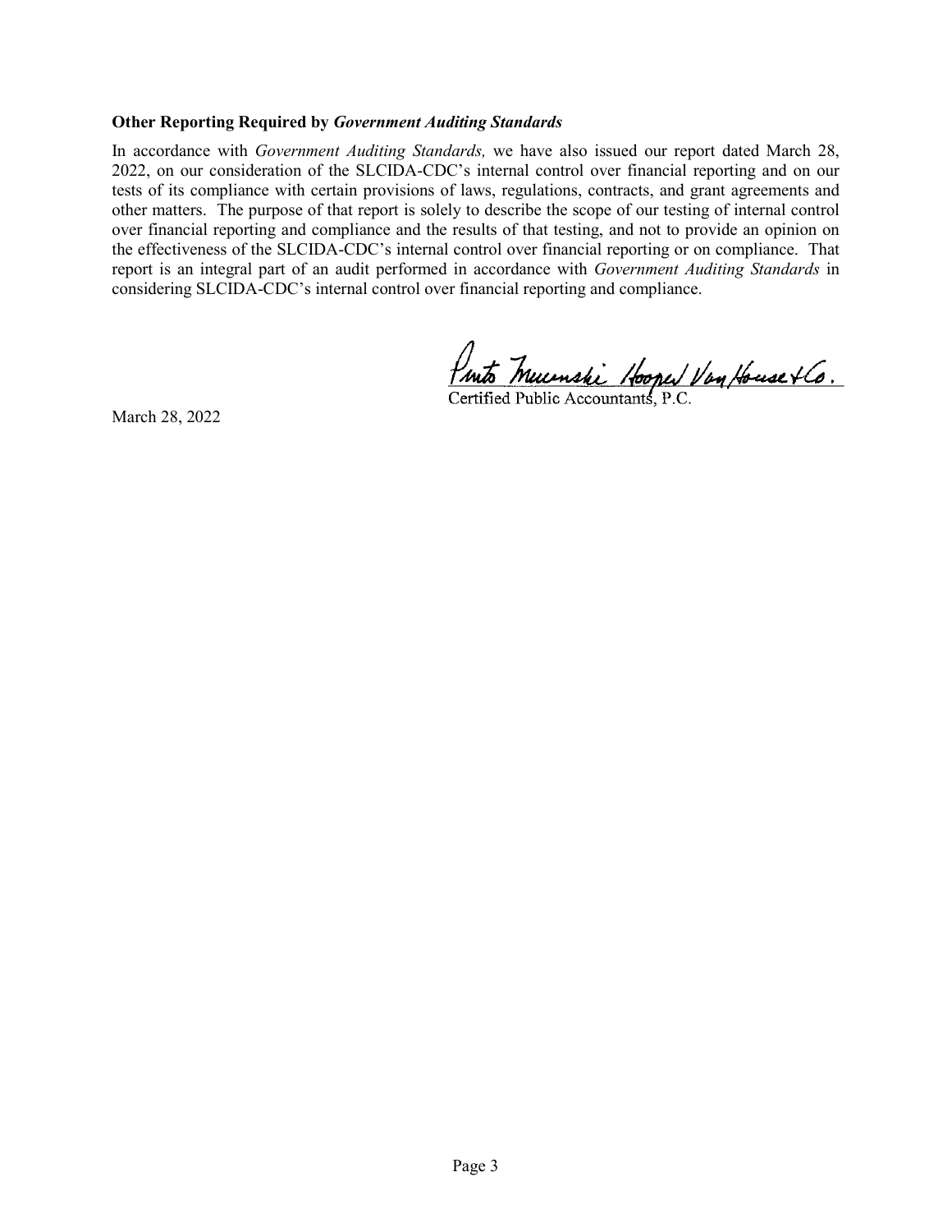**Other Reporting Required by *Government Auditing Standards***

In accordance with *Government Auditing Standards,* we have also issued our report dated March 28, 2022, on our consideration of the SLCIDA-CDC's internal control over financial reporting and on our tests of its compliance with certain provisions of laws, regulations, contracts, and grant agreements and other matters. The purpose of that report is solely to describe the scope of our testing of internal control over financial reporting and compliance and the results of that testing, and not to provide an opinion on the effectiveness of the SLCIDA-CDC's internal control over financial reporting or on compliance. That report is an integral part of an audit performed in accordance with *Government Auditing Standards* in considering SLCIDA-CDC's internal control over financial reporting and compliance.

Pinto Mucenski Hooper VanHouse & Co.
Certified Public Accountants, P.C.

March 28, 2022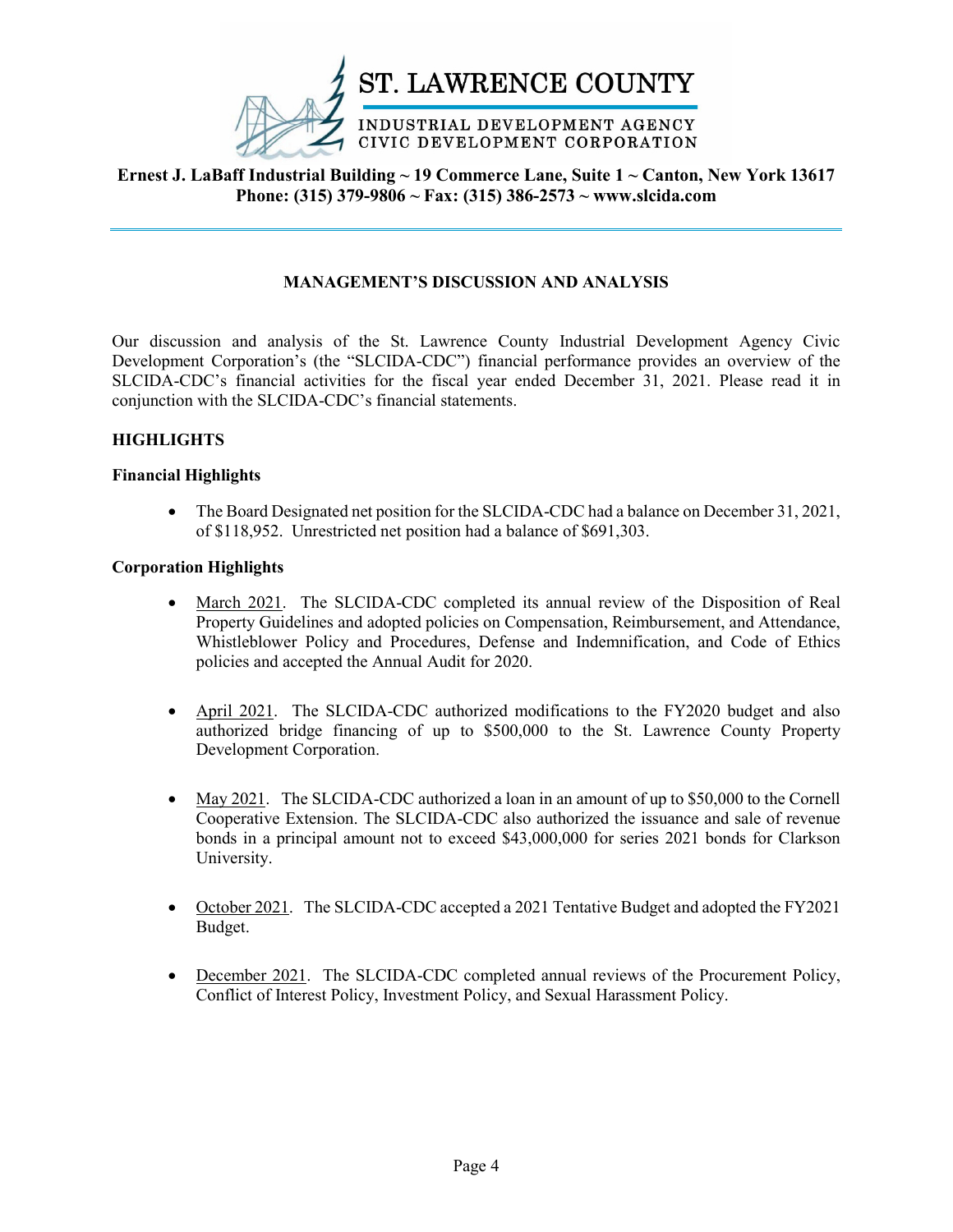ST. LAWRENCE COUNTY

INDUSTRIAL DEVELOPMENT AGENCY
CIVIC DEVELOPMENT CORPORATION

**Ernest J. LaBaff Industrial Building ~ 19 Commerce Lane, Suite 1 ~ Canton, New York 13617**
**Phone: (315) 379-9806 ~ Fax: (315) 386-2573 ~ www.slcida.com**

## MANAGEMENT'S DISCUSSION AND ANALYSIS

Our discussion and analysis of the St. Lawrence County Industrial Development Agency Civic Development Corporation's (the "SLCIDA-CDC") financial performance provides an overview of the SLCIDA-CDC's financial activities for the fiscal year ended December 31, 2021. Please read it in conjunction with the SLCIDA-CDC's financial statements.

### HIGHLIGHTS

#### Financial Highlights

- The Board Designated net position for the SLCIDA-CDC had a balance on December 31, 2021, of $118,952. Unrestricted net position had a balance of $691,303.

#### Corporation Highlights

- March 2021. The SLCIDA-CDC completed its annual review of the Disposition of Real Property Guidelines and adopted policies on Compensation, Reimbursement, and Attendance, Whistleblower Policy and Procedures, Defense and Indemnification, and Code of Ethics policies and accepted the Annual Audit for 2020.

- April 2021. The SLCIDA-CDC authorized modifications to the FY2020 budget and also authorized bridge financing of up to $500,000 to the St. Lawrence County Property Development Corporation.

- May 2021. The SLCIDA-CDC authorized a loan in an amount of up to $50,000 to the Cornell Cooperative Extension. The SLCIDA-CDC also authorized the issuance and sale of revenue bonds in a principal amount not to exceed $43,000,000 for series 2021 bonds for Clarkson University.

- October 2021. The SLCIDA-CDC accepted a 2021 Tentative Budget and adopted the FY2021 Budget.

- December 2021. The SLCIDA-CDC completed annual reviews of the Procurement Policy, Conflict of Interest Policy, Investment Policy, and Sexual Harassment Policy.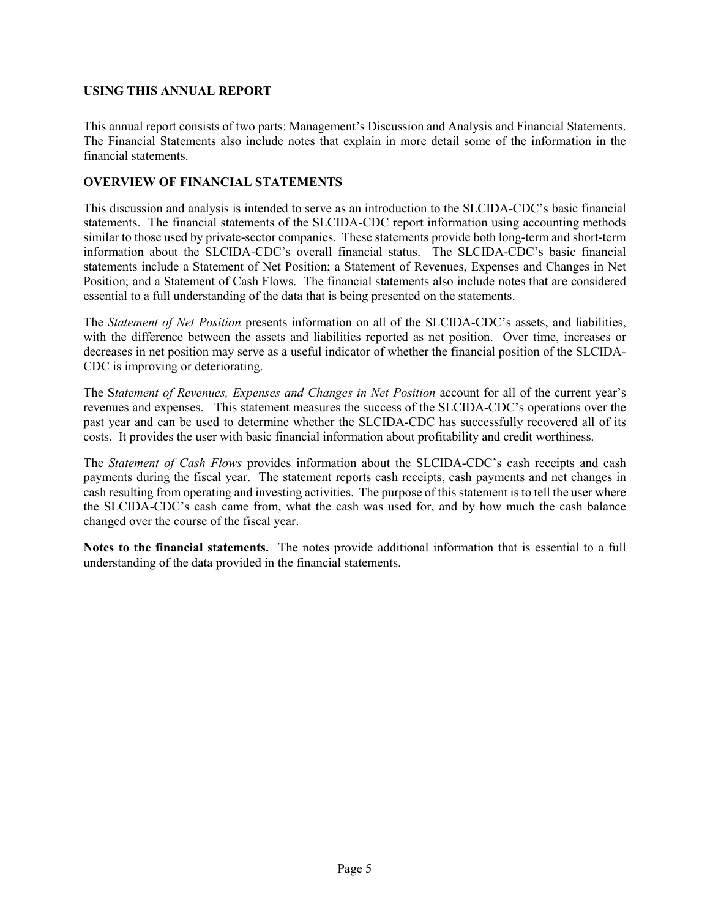## USING THIS ANNUAL REPORT

This annual report consists of two parts: Management's Discussion and Analysis and Financial Statements. The Financial Statements also include notes that explain in more detail some of the information in the financial statements.

## OVERVIEW OF FINANCIAL STATEMENTS

This discussion and analysis is intended to serve as an introduction to the SLCIDA-CDC's basic financial statements. The financial statements of the SLCIDA-CDC report information using accounting methods similar to those used by private-sector companies. These statements provide both long-term and short-term information about the SLCIDA-CDC's overall financial status. The SLCIDA-CDC's basic financial statements include a Statement of Net Position; a Statement of Revenues, Expenses and Changes in Net Position; and a Statement of Cash Flows. The financial statements also include notes that are considered essential to a full understanding of the data that is being presented on the statements.

The *Statement of Net Position* presents information on all of the SLCIDA-CDC's assets, and liabilities, with the difference between the assets and liabilities reported as net position. Over time, increases or decreases in net position may serve as a useful indicator of whether the financial position of the SLCIDA-CDC is improving or deteriorating.

The S*tatement of Revenues, Expenses and Changes in Net Position* account for all of the current year's revenues and expenses. This statement measures the success of the SLCIDA-CDC's operations over the past year and can be used to determine whether the SLCIDA-CDC has successfully recovered all of its costs. It provides the user with basic financial information about profitability and credit worthiness.

The *Statement of Cash Flows* provides information about the SLCIDA-CDC's cash receipts and cash payments during the fiscal year. The statement reports cash receipts, cash payments and net changes in cash resulting from operating and investing activities. The purpose of this statement is to tell the user where the SLCIDA-CDC's cash came from, what the cash was used for, and by how much the cash balance changed over the course of the fiscal year.

**Notes to the financial statements.** The notes provide additional information that is essential to a full understanding of the data provided in the financial statements.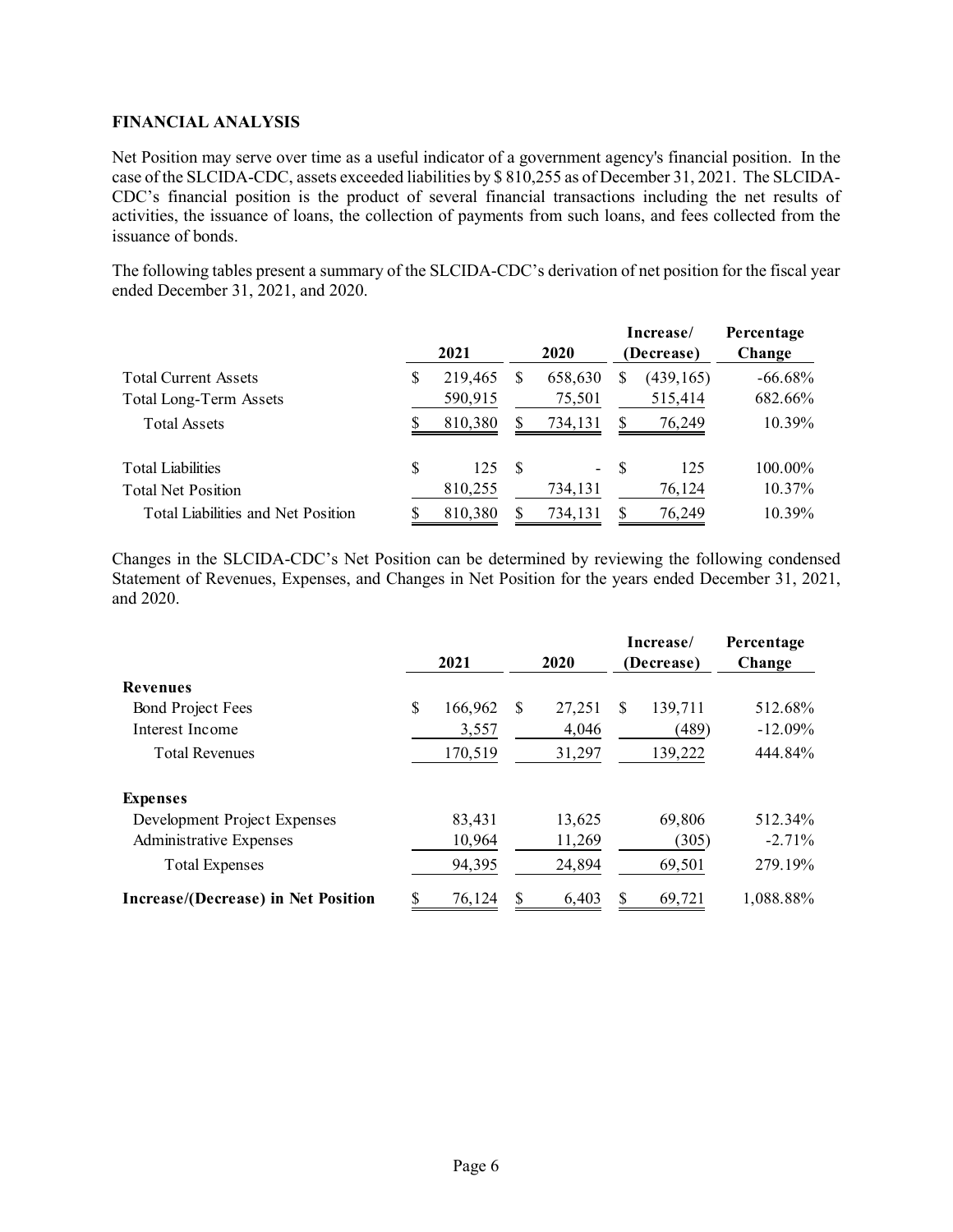**FINANCIAL ANALYSIS**

Net Position may serve over time as a useful indicator of a government agency's financial position. In the case of the SLCIDA-CDC, assets exceeded liabilities by $ 810,255 as of December 31, 2021. The SLCIDA-CDC's financial position is the product of several financial transactions including the net results of activities, the issuance of loans, the collection of payments from such loans, and fees collected from the issuance of bonds.

The following tables present a summary of the SLCIDA-CDC's derivation of net position for the fiscal year ended December 31, 2021, and 2020.

| | 2021 | 2020 | Increase/ (Decrease) | Percentage Change |
|---|---|---|---|---|
| Total Current Assets | $ 219,465 | $ 658,630 | $ (439,165) | -66.68% |
| Total Long-Term Assets | 590,915 | 75,501 | 515,414 | 682.66% |
| Total Assets | $ 810,380 | $ 734,131 | $ 76,249 | 10.39% |
| | | | | |
| Total Liabilities | $ 125 | $ - | $ 125 | 100.00% |
| Total Net Position | 810,255 | 734,131 | 76,124 | 10.37% |
| Total Liabilities and Net Position | $ 810,380 | $ 734,131 | $ 76,249 | 10.39% |

Changes in the SLCIDA-CDC's Net Position can be determined by reviewing the following condensed Statement of Revenues, Expenses, and Changes in Net Position for the years ended December 31, 2021, and 2020.

| | 2021 | 2020 | Increase/ (Decrease) | Percentage Change |
|---|---|---|---|---|
| **Revenues** | | | | |
| Bond Project Fees | $ 166,962 | $ 27,251 | $ 139,711 | 512.68% |
| Interest Income | 3,557 | 4,046 | (489) | -12.09% |
| Total Revenues | 170,519 | 31,297 | 139,222 | 444.84% |
| | | | | |
| **Expenses** | | | | |
| Development Project Expenses | 83,431 | 13,625 | 69,806 | 512.34% |
| Administrative Expenses | 10,964 | 11,269 | (305) | -2.71% |
| Total Expenses | 94,395 | 24,894 | 69,501 | 279.19% |
| **Increase/(Decrease) in Net Position** | $ 76,124 | $ 6,403 | $ 69,721 | 1,088.88% |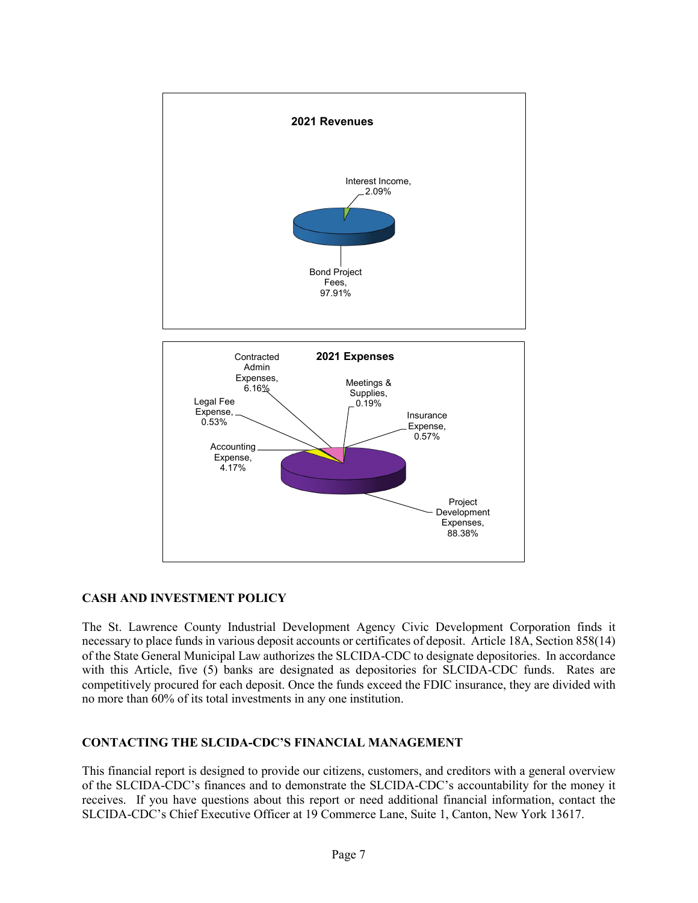**2021 Revenues**

Interest Income, 2.09%

Bond Project Fees, 97.91%

**2021 Expenses**

Contracted Admin Expenses, 6.16%

Meetings & Supplies, 0.19%

Legal Fee Expense, 0.53%

Insurance Expense, 0.57%

Accounting Expense, 4.17%

Project Development Expenses, 88.38%

**CASH AND INVESTMENT POLICY**

The St. Lawrence County Industrial Development Agency Civic Development Corporation finds it necessary to place funds in various deposit accounts or certificates of deposit. Article 18A, Section 858(14) of the State General Municipal Law authorizes the SLCIDA-CDC to designate depositories. In accordance with this Article, five (5) banks are designated as depositories for SLCIDA-CDC funds. Rates are competitively procured for each deposit. Once the funds exceed the FDIC insurance, they are divided with no more than 60% of its total investments in any one institution.

**CONTACTING THE SLCIDA-CDC'S FINANCIAL MANAGEMENT**

This financial report is designed to provide our citizens, customers, and creditors with a general overview of the SLCIDA-CDC's finances and to demonstrate the SLCIDA-CDC's accountability for the money it receives. If you have questions about this report or need additional financial information, contact the SLCIDA-CDC's Chief Executive Officer at 19 Commerce Lane, Suite 1, Canton, New York 13617.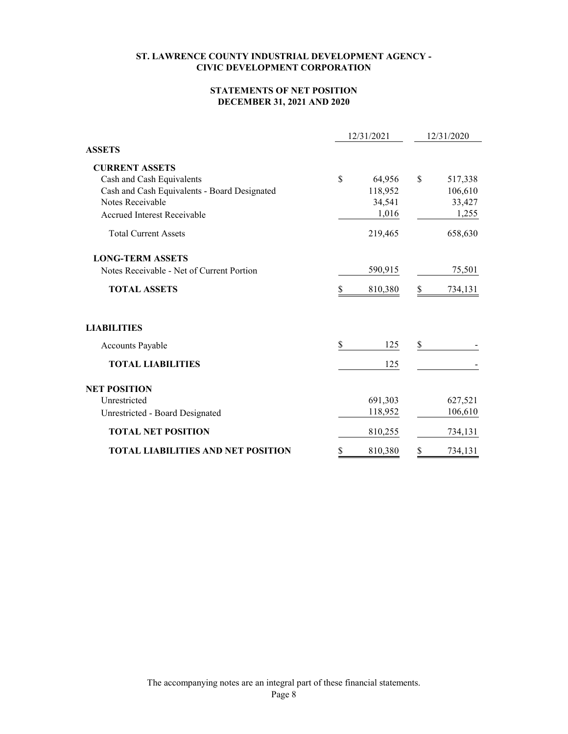**ST. LAWRENCE COUNTY INDUSTRIAL DEVELOPMENT AGENCY - CIVIC DEVELOPMENT CORPORATION**

**STATEMENTS OF NET POSITION**
**DECEMBER 31, 2021 AND 2020**

| | 12/31/2021 | 12/31/2020 |
|---|---|---|
| **ASSETS** | | |
| **CURRENT ASSETS** | | |
| Cash and Cash Equivalents | $ 64,956 | $ 517,338 |
| Cash and Cash Equivalents - Board Designated | 118,952 | 106,610 |
| Notes Receivable | 34,541 | 33,427 |
| Accrued Interest Receivable | 1,016 | 1,255 |
| Total Current Assets | 219,465 | 658,630 |
| **LONG-TERM ASSETS** | | |
| Notes Receivable - Net of Current Portion | 590,915 | 75,501 |
| **TOTAL ASSETS** | $ 810,380 | $ 734,131 |
| **LIABILITIES** | | |
| Accounts Payable | $ 125 | $ - |
| **TOTAL LIABILITIES** | 125 | - |
| **NET POSITION** | | |
| Unrestricted | 691,303 | 627,521 |
| Unrestricted - Board Designated | 118,952 | 106,610 |
| **TOTAL NET POSITION** | 810,255 | 734,131 |
| **TOTAL LIABILITIES AND NET POSITION** | $ 810,380 | $ 734,131 |

The accompanying notes are an integral part of these financial statements.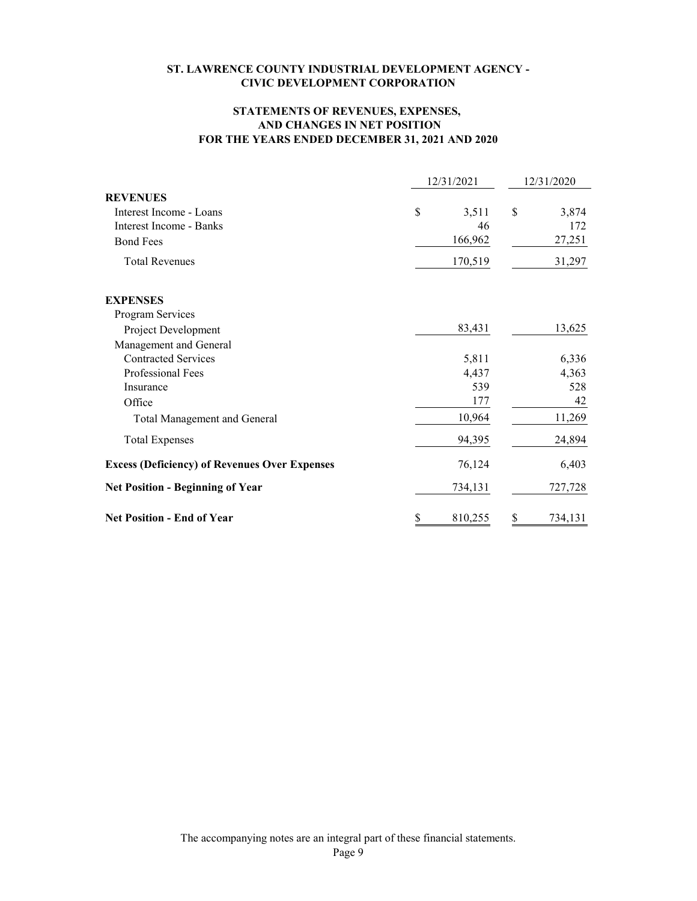# ST. LAWRENCE COUNTY INDUSTRIAL DEVELOPMENT AGENCY - CIVIC DEVELOPMENT CORPORATION

## STATEMENTS OF REVENUES, EXPENSES, AND CHANGES IN NET POSITION FOR THE YEARS ENDED DECEMBER 31, 2021 AND 2020

| | 12/31/2021 | 12/31/2020 |
|---|---|---|
| **REVENUES** | | |
| Interest Income - Loans | $ 3,511 | $ 3,874 |
| Interest Income - Banks | 46 | 172 |
| Bond Fees | 166,962 | 27,251 |
| Total Revenues | 170,519 | 31,297 |
| **EXPENSES** | | |
| Program Services | | |
| Project Development | 83,431 | 13,625 |
| Management and General | | |
| Contracted Services | 5,811 | 6,336 |
| Professional Fees | 4,437 | 4,363 |
| Insurance | 539 | 528 |
| Office | 177 | 42 |
| Total Management and General | 10,964 | 11,269 |
| Total Expenses | 94,395 | 24,894 |
| **Excess (Deficiency) of Revenues Over Expenses** | 76,124 | 6,403 |
| **Net Position - Beginning of Year** | 734,131 | 727,728 |
| **Net Position - End of Year** | $ 810,255 | $ 734,131 |

The accompanying notes are an integral part of these financial statements.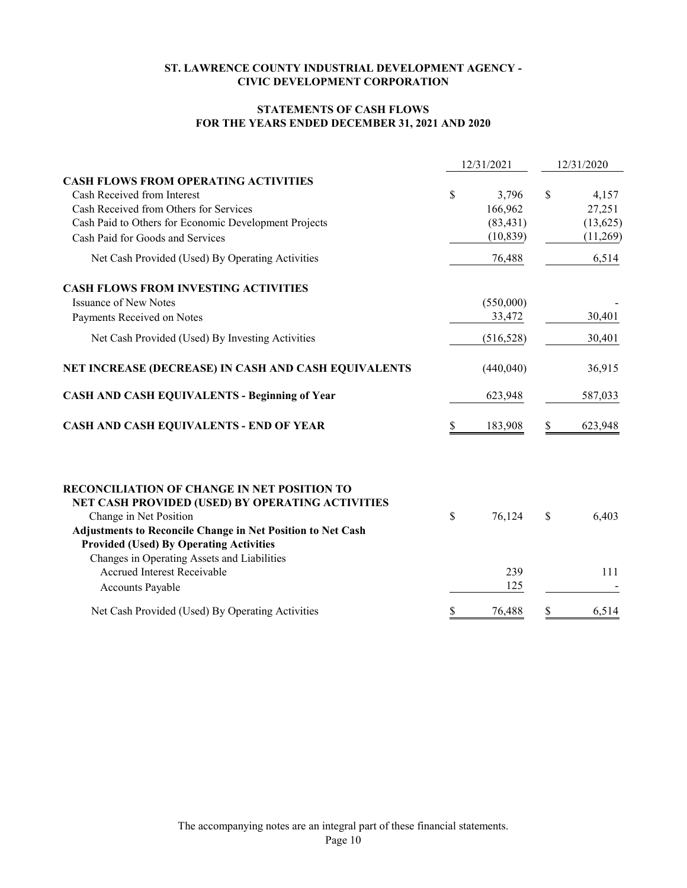## ST. LAWRENCE COUNTY INDUSTRIAL DEVELOPMENT AGENCY - CIVIC DEVELOPMENT CORPORATION

### STATEMENTS OF CASH FLOWS
### FOR THE YEARS ENDED DECEMBER 31, 2021 AND 2020

| | 12/31/2021 | 12/31/2020 |
|---|---|---|
| **CASH FLOWS FROM OPERATING ACTIVITIES** | | |
| Cash Received from Interest | $ 3,796 | $ 4,157 |
| Cash Received from Others for Services | 166,962 | 27,251 |
| Cash Paid to Others for Economic Development Projects | (83,431) | (13,625) |
| Cash Paid for Goods and Services | (10,839) | (11,269) |
| Net Cash Provided (Used) By Operating Activities | 76,488 | 6,514 |
| **CASH FLOWS FROM INVESTING ACTIVITIES** | | |
| Issuance of New Notes | (550,000) | - |
| Payments Received on Notes | 33,472 | 30,401 |
| Net Cash Provided (Used) By Investing Activities | (516,528) | 30,401 |
| **NET INCREASE (DECREASE) IN CASH AND CASH EQUIVALENTS** | (440,040) | 36,915 |
| **CASH AND CASH EQUIVALENTS - Beginning of Year** | 623,948 | 587,033 |
| **CASH AND CASH EQUIVALENTS - END OF YEAR** | $ 183,908 | $ 623,948 |

| | 12/31/2021 | 12/31/2020 |
|---|---|---|
| **RECONCILIATION OF CHANGE IN NET POSITION TO NET CASH PROVIDED (USED) BY OPERATING ACTIVITIES** | | |
| Change in Net Position | $ 76,124 | $ 6,403 |
| **Adjustments to Reconcile Change in Net Position to Net Cash Provided (Used) By Operating Activities** | | |
| Changes in Operating Assets and Liabilities | | |
| Accrued Interest Receivable | 239 | 111 |
| Accounts Payable | 125 | - |
| Net Cash Provided (Used) By Operating Activities | $ 76,488 | $ 6,514 |

The accompanying notes are an integral part of these financial statements.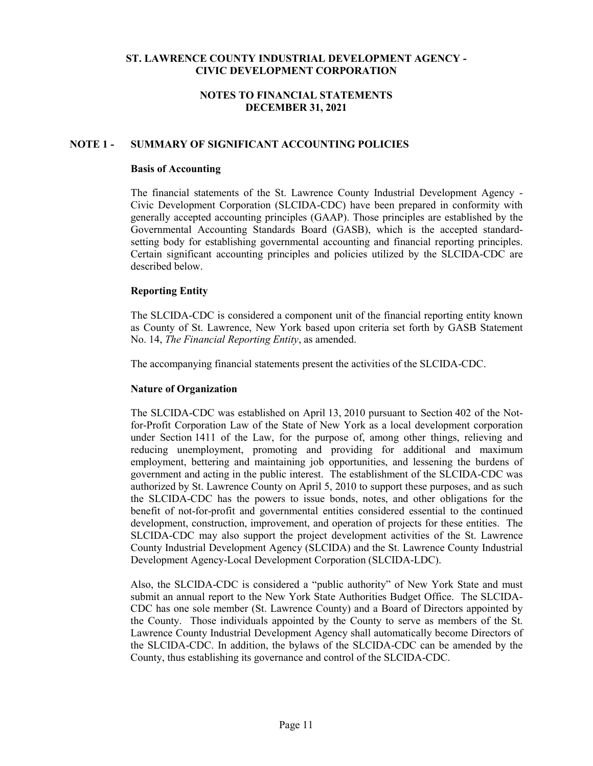# ST. LAWRENCE COUNTY INDUSTRIAL DEVELOPMENT AGENCY - CIVIC DEVELOPMENT CORPORATION

## NOTES TO FINANCIAL STATEMENTS DECEMBER 31, 2021

## NOTE 1 - SUMMARY OF SIGNIFICANT ACCOUNTING POLICIES

### Basis of Accounting

The financial statements of the St. Lawrence County Industrial Development Agency - Civic Development Corporation (SLCIDA-CDC) have been prepared in conformity with generally accepted accounting principles (GAAP). Those principles are established by the Governmental Accounting Standards Board (GASB), which is the accepted standard-setting body for establishing governmental accounting and financial reporting principles. Certain significant accounting principles and policies utilized by the SLCIDA-CDC are described below.

### Reporting Entity

The SLCIDA-CDC is considered a component unit of the financial reporting entity known as County of St. Lawrence, New York based upon criteria set forth by GASB Statement No. 14, *The Financial Reporting Entity*, as amended.

The accompanying financial statements present the activities of the SLCIDA-CDC.

### Nature of Organization

The SLCIDA-CDC was established on April 13, 2010 pursuant to Section 402 of the Not-for-Profit Corporation Law of the State of New York as a local development corporation under Section 1411 of the Law, for the purpose of, among other things, relieving and reducing unemployment, promoting and providing for additional and maximum employment, bettering and maintaining job opportunities, and lessening the burdens of government and acting in the public interest. The establishment of the SLCIDA-CDC was authorized by St. Lawrence County on April 5, 2010 to support these purposes, and as such the SLCIDA-CDC has the powers to issue bonds, notes, and other obligations for the benefit of not-for-profit and governmental entities considered essential to the continued development, construction, improvement, and operation of projects for these entities. The SLCIDA-CDC may also support the project development activities of the St. Lawrence County Industrial Development Agency (SLCIDA) and the St. Lawrence County Industrial Development Agency-Local Development Corporation (SLCIDA-LDC).

Also, the SLCIDA-CDC is considered a "public authority" of New York State and must submit an annual report to the New York State Authorities Budget Office. The SLCIDA-CDC has one sole member (St. Lawrence County) and a Board of Directors appointed by the County. Those individuals appointed by the County to serve as members of the St. Lawrence County Industrial Development Agency shall automatically become Directors of the SLCIDA-CDC. In addition, the bylaws of the SLCIDA-CDC can be amended by the County, thus establishing its governance and control of the SLCIDA-CDC.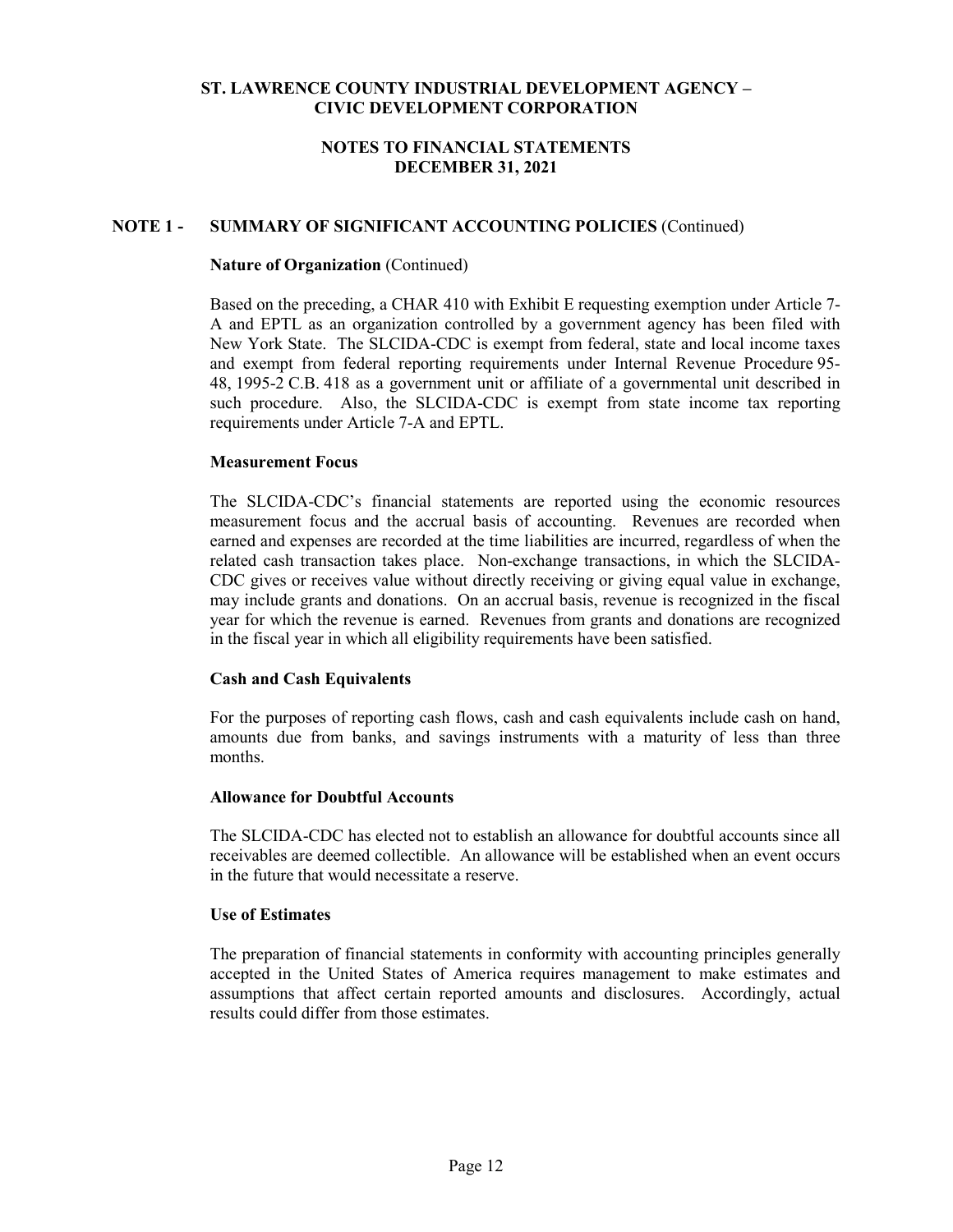# ST. LAWRENCE COUNTY INDUSTRIAL DEVELOPMENT AGENCY – CIVIC DEVELOPMENT CORPORATION

## NOTES TO FINANCIAL STATEMENTS DECEMBER 31, 2021

## NOTE 1 - SUMMARY OF SIGNIFICANT ACCOUNTING POLICIES (Continued)

### Nature of Organization (Continued)

Based on the preceding, a CHAR 410 with Exhibit E requesting exemption under Article 7-A and EPTL as an organization controlled by a government agency has been filed with New York State. The SLCIDA-CDC is exempt from federal, state and local income taxes and exempt from federal reporting requirements under Internal Revenue Procedure 95-48, 1995-2 C.B. 418 as a government unit or affiliate of a governmental unit described in such procedure. Also, the SLCIDA-CDC is exempt from state income tax reporting requirements under Article 7-A and EPTL.

### Measurement Focus

The SLCIDA-CDC's financial statements are reported using the economic resources measurement focus and the accrual basis of accounting. Revenues are recorded when earned and expenses are recorded at the time liabilities are incurred, regardless of when the related cash transaction takes place. Non-exchange transactions, in which the SLCIDA-CDC gives or receives value without directly receiving or giving equal value in exchange, may include grants and donations. On an accrual basis, revenue is recognized in the fiscal year for which the revenue is earned. Revenues from grants and donations are recognized in the fiscal year in which all eligibility requirements have been satisfied.

### Cash and Cash Equivalents

For the purposes of reporting cash flows, cash and cash equivalents include cash on hand, amounts due from banks, and savings instruments with a maturity of less than three months.

### Allowance for Doubtful Accounts

The SLCIDA-CDC has elected not to establish an allowance for doubtful accounts since all receivables are deemed collectible. An allowance will be established when an event occurs in the future that would necessitate a reserve.

### Use of Estimates

The preparation of financial statements in conformity with accounting principles generally accepted in the United States of America requires management to make estimates and assumptions that affect certain reported amounts and disclosures. Accordingly, actual results could differ from those estimates.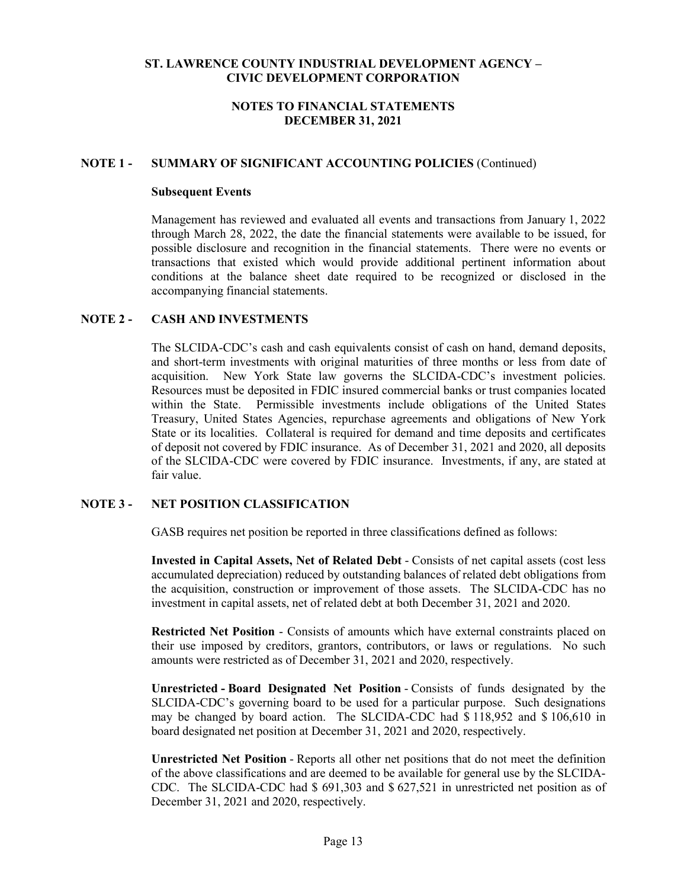**ST. LAWRENCE COUNTY INDUSTRIAL DEVELOPMENT AGENCY – CIVIC DEVELOPMENT CORPORATION**

**NOTES TO FINANCIAL STATEMENTS**
**DECEMBER 31, 2021**

## NOTE 1 - SUMMARY OF SIGNIFICANT ACCOUNTING POLICIES (Continued)

### Subsequent Events

Management has reviewed and evaluated all events and transactions from January 1, 2022 through March 28, 2022, the date the financial statements were available to be issued, for possible disclosure and recognition in the financial statements. There were no events or transactions that existed which would provide additional pertinent information about conditions at the balance sheet date required to be recognized or disclosed in the accompanying financial statements.

## NOTE 2 - CASH AND INVESTMENTS

The SLCIDA-CDC's cash and cash equivalents consist of cash on hand, demand deposits, and short-term investments with original maturities of three months or less from date of acquisition. New York State law governs the SLCIDA-CDC's investment policies. Resources must be deposited in FDIC insured commercial banks or trust companies located within the State. Permissible investments include obligations of the United States Treasury, United States Agencies, repurchase agreements and obligations of New York State or its localities. Collateral is required for demand and time deposits and certificates of deposit not covered by FDIC insurance. As of December 31, 2021 and 2020, all deposits of the SLCIDA-CDC were covered by FDIC insurance. Investments, if any, are stated at fair value.

## NOTE 3 - NET POSITION CLASSIFICATION

GASB requires net position be reported in three classifications defined as follows:

**Invested in Capital Assets, Net of Related Debt** - Consists of net capital assets (cost less accumulated depreciation) reduced by outstanding balances of related debt obligations from the acquisition, construction or improvement of those assets. The SLCIDA-CDC has no investment in capital assets, net of related debt at both December 31, 2021 and 2020.

**Restricted Net Position** - Consists of amounts which have external constraints placed on their use imposed by creditors, grantors, contributors, or laws or regulations. No such amounts were restricted as of December 31, 2021 and 2020, respectively.

**Unrestricted - Board Designated Net Position** - Consists of funds designated by the SLCIDA-CDC's governing board to be used for a particular purpose. Such designations may be changed by board action. The SLCIDA-CDC had $ 118,952 and $ 106,610 in board designated net position at December 31, 2021 and 2020, respectively.

**Unrestricted Net Position** - Reports all other net positions that do not meet the definition of the above classifications and are deemed to be available for general use by the SLCIDA-CDC. The SLCIDA-CDC had $ 691,303 and $ 627,521 in unrestricted net position as of December 31, 2021 and 2020, respectively.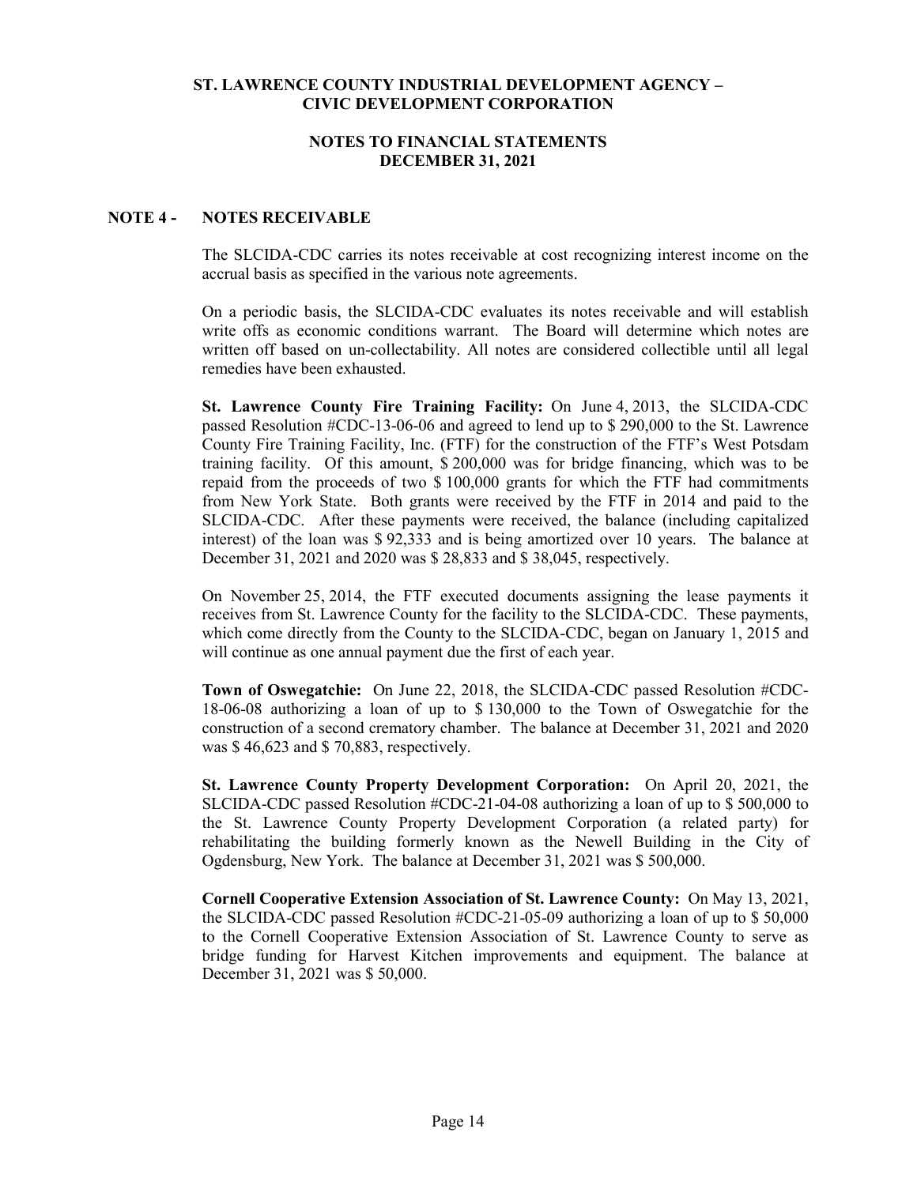**ST. LAWRENCE COUNTY INDUSTRIAL DEVELOPMENT AGENCY – CIVIC DEVELOPMENT CORPORATION**

**NOTES TO FINANCIAL STATEMENTS**
**DECEMBER 31, 2021**

## NOTE 4 - NOTES RECEIVABLE

The SLCIDA-CDC carries its notes receivable at cost recognizing interest income on the accrual basis as specified in the various note agreements.

On a periodic basis, the SLCIDA-CDC evaluates its notes receivable and will establish write offs as economic conditions warrant. The Board will determine which notes are written off based on un-collectability. All notes are considered collectible until all legal remedies have been exhausted.

**St. Lawrence County Fire Training Facility:** On June 4, 2013, the SLCIDA-CDC passed Resolution #CDC-13-06-06 and agreed to lend up to $ 290,000 to the St. Lawrence County Fire Training Facility, Inc. (FTF) for the construction of the FTF's West Potsdam training facility. Of this amount, $ 200,000 was for bridge financing, which was to be repaid from the proceeds of two $ 100,000 grants for which the FTF had commitments from New York State. Both grants were received by the FTF in 2014 and paid to the SLCIDA-CDC. After these payments were received, the balance (including capitalized interest) of the loan was $ 92,333 and is being amortized over 10 years. The balance at December 31, 2021 and 2020 was $ 28,833 and $ 38,045, respectively.

On November 25, 2014, the FTF executed documents assigning the lease payments it receives from St. Lawrence County for the facility to the SLCIDA-CDC. These payments, which come directly from the County to the SLCIDA-CDC, began on January 1, 2015 and will continue as one annual payment due the first of each year.

**Town of Oswegatchie:** On June 22, 2018, the SLCIDA-CDC passed Resolution #CDC-18-06-08 authorizing a loan of up to $ 130,000 to the Town of Oswegatchie for the construction of a second crematory chamber. The balance at December 31, 2021 and 2020 was $ 46,623 and $ 70,883, respectively.

**St. Lawrence County Property Development Corporation:** On April 20, 2021, the SLCIDA-CDC passed Resolution #CDC-21-04-08 authorizing a loan of up to $ 500,000 to the St. Lawrence County Property Development Corporation (a related party) for rehabilitating the building formerly known as the Newell Building in the City of Ogdensburg, New York. The balance at December 31, 2021 was $ 500,000.

**Cornell Cooperative Extension Association of St. Lawrence County:** On May 13, 2021, the SLCIDA-CDC passed Resolution #CDC-21-05-09 authorizing a loan of up to $ 50,000 to the Cornell Cooperative Extension Association of St. Lawrence County to serve as bridge funding for Harvest Kitchen improvements and equipment. The balance at December 31, 2021 was $ 50,000.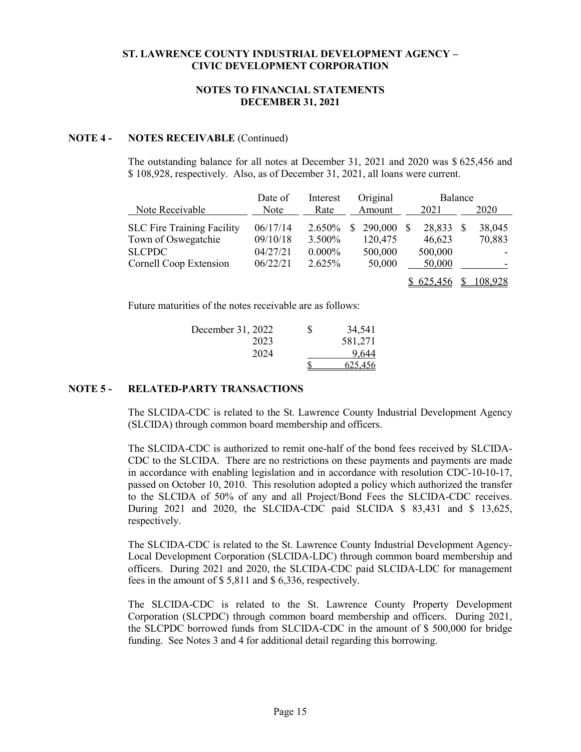**ST. LAWRENCE COUNTY INDUSTRIAL DEVELOPMENT AGENCY – CIVIC DEVELOPMENT CORPORATION**

**NOTES TO FINANCIAL STATEMENTS**
**DECEMBER 31, 2021**

## NOTE 4 - NOTES RECEIVABLE (Continued)

The outstanding balance for all notes at December 31, 2021 and 2020 was $ 625,456 and $ 108,928, respectively. Also, as of December 31, 2021, all loans were current.

| Note Receivable | Date of Note | Interest Rate | Original Amount | Balance 2021 | Balance 2020 |
|---|---|---|---|---|---|
| SLC Fire Training Facility | 06/17/14 | 2.650% | $ 290,000 | $ 28,833 | $ 38,045 |
| Town of Oswegatchie | 09/10/18 | 3.500% | 120,475 | 46,623 | 70,883 |
| SLCPDC | 04/27/21 | 0.000% | 500,000 | 500,000 | - |
| Cornell Coop Extension | 06/22/21 | 2.625% | 50,000 | 50,000 | - |
| | | | | $ 625,456 | $ 108,928 |

Future maturities of the notes receivable are as follows:

| | |
|---|---|
| December 31, 2022 | $ 34,541 |
| 2023 | 581,271 |
| 2024 | 9,644 |
| | $ 625,456 |

## NOTE 5 - RELATED-PARTY TRANSACTIONS

The SLCIDA-CDC is related to the St. Lawrence County Industrial Development Agency (SLCIDA) through common board membership and officers.

The SLCIDA-CDC is authorized to remit one-half of the bond fees received by SLCIDA-CDC to the SLCIDA. There are no restrictions on these payments and payments are made in accordance with enabling legislation and in accordance with resolution CDC-10-10-17, passed on October 10, 2010. This resolution adopted a policy which authorized the transfer to the SLCIDA of 50% of any and all Project/Bond Fees the SLCIDA-CDC receives. During 2021 and 2020, the SLCIDA-CDC paid SLCIDA $ 83,431 and $ 13,625, respectively.

The SLCIDA-CDC is related to the St. Lawrence County Industrial Development Agency-Local Development Corporation (SLCIDA-LDC) through common board membership and officers. During 2021 and 2020, the SLCIDA-CDC paid SLCIDA-LDC for management fees in the amount of $ 5,811 and $ 6,336, respectively.

The SLCIDA-CDC is related to the St. Lawrence County Property Development Corporation (SLCPDC) through common board membership and officers. During 2021, the SLCPDC borrowed funds from SLCIDA-CDC in the amount of $ 500,000 for bridge funding. See Notes 3 and 4 for additional detail regarding this borrowing.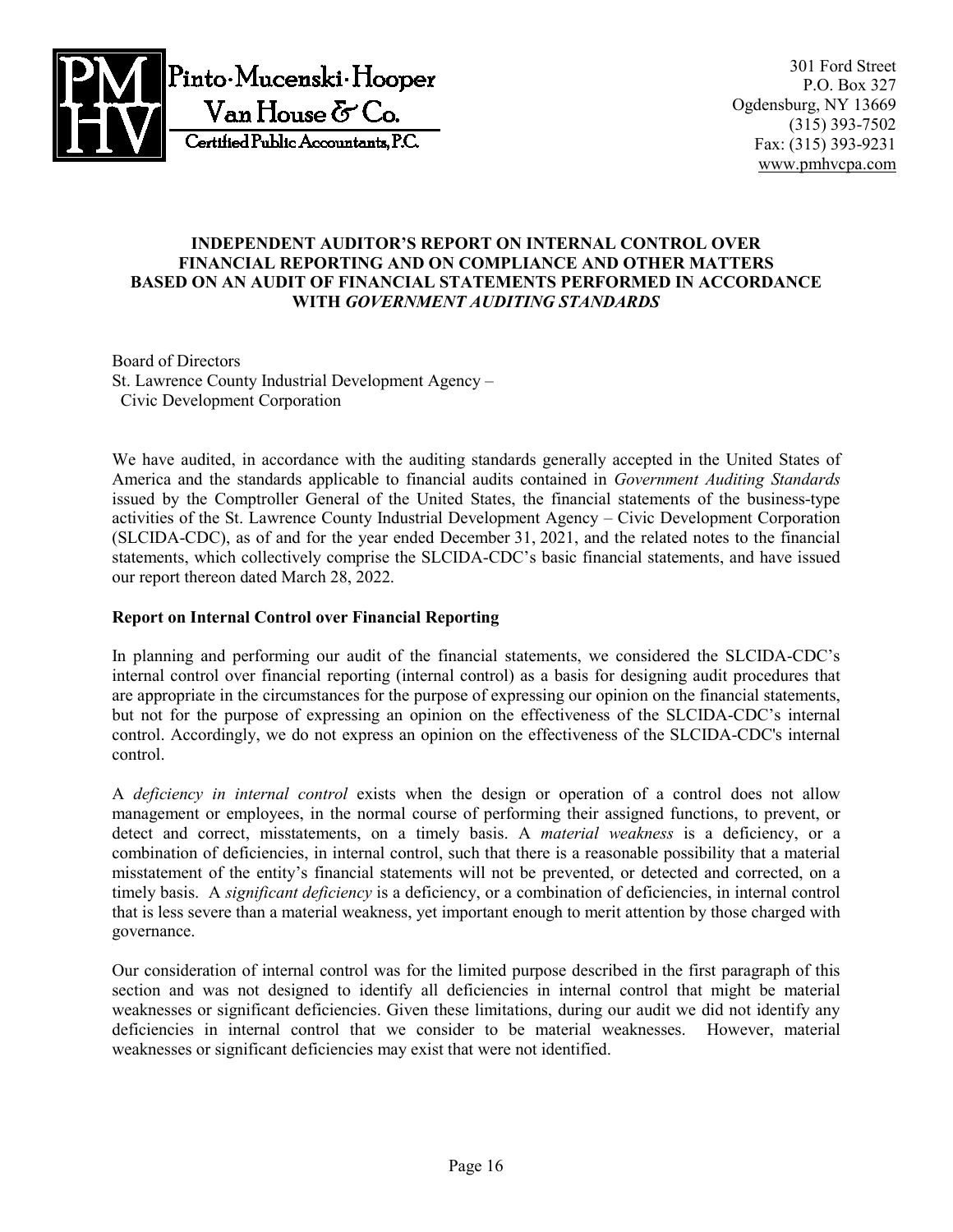Pinto·Mucenski·Hooper Van House & Co.
Certified Public Accountants, P.C.

301 Ford Street
P.O. Box 327
Ogdensburg, NY 13669
(315) 393-7502
Fax: (315) 393-9231
www.pmhvcpa.com

# INDEPENDENT AUDITOR'S REPORT ON INTERNAL CONTROL OVER FINANCIAL REPORTING AND ON COMPLIANCE AND OTHER MATTERS BASED ON AN AUDIT OF FINANCIAL STATEMENTS PERFORMED IN ACCORDANCE WITH *GOVERNMENT AUDITING STANDARDS*

Board of Directors
St. Lawrence County Industrial Development Agency –
Civic Development Corporation

We have audited, in accordance with the auditing standards generally accepted in the United States of America and the standards applicable to financial audits contained in *Government Auditing Standards* issued by the Comptroller General of the United States, the financial statements of the business-type activities of the St. Lawrence County Industrial Development Agency – Civic Development Corporation (SLCIDA-CDC), as of and for the year ended December 31, 2021, and the related notes to the financial statements, which collectively comprise the SLCIDA-CDC's basic financial statements, and have issued our report thereon dated March 28, 2022.

**Report on Internal Control over Financial Reporting**

In planning and performing our audit of the financial statements, we considered the SLCIDA-CDC's internal control over financial reporting (internal control) as a basis for designing audit procedures that are appropriate in the circumstances for the purpose of expressing our opinion on the financial statements, but not for the purpose of expressing an opinion on the effectiveness of the SLCIDA-CDC's internal control. Accordingly, we do not express an opinion on the effectiveness of the SLCIDA-CDC's internal control.

A *deficiency in internal control* exists when the design or operation of a control does not allow management or employees, in the normal course of performing their assigned functions, to prevent, or detect and correct, misstatements, on a timely basis. A *material weakness* is a deficiency, or a combination of deficiencies, in internal control, such that there is a reasonable possibility that a material misstatement of the entity's financial statements will not be prevented, or detected and corrected, on a timely basis. A *significant deficiency* is a deficiency, or a combination of deficiencies, in internal control that is less severe than a material weakness, yet important enough to merit attention by those charged with governance.

Our consideration of internal control was for the limited purpose described in the first paragraph of this section and was not designed to identify all deficiencies in internal control that might be material weaknesses or significant deficiencies. Given these limitations, during our audit we did not identify any deficiencies in internal control that we consider to be material weaknesses. However, material weaknesses or significant deficiencies may exist that were not identified.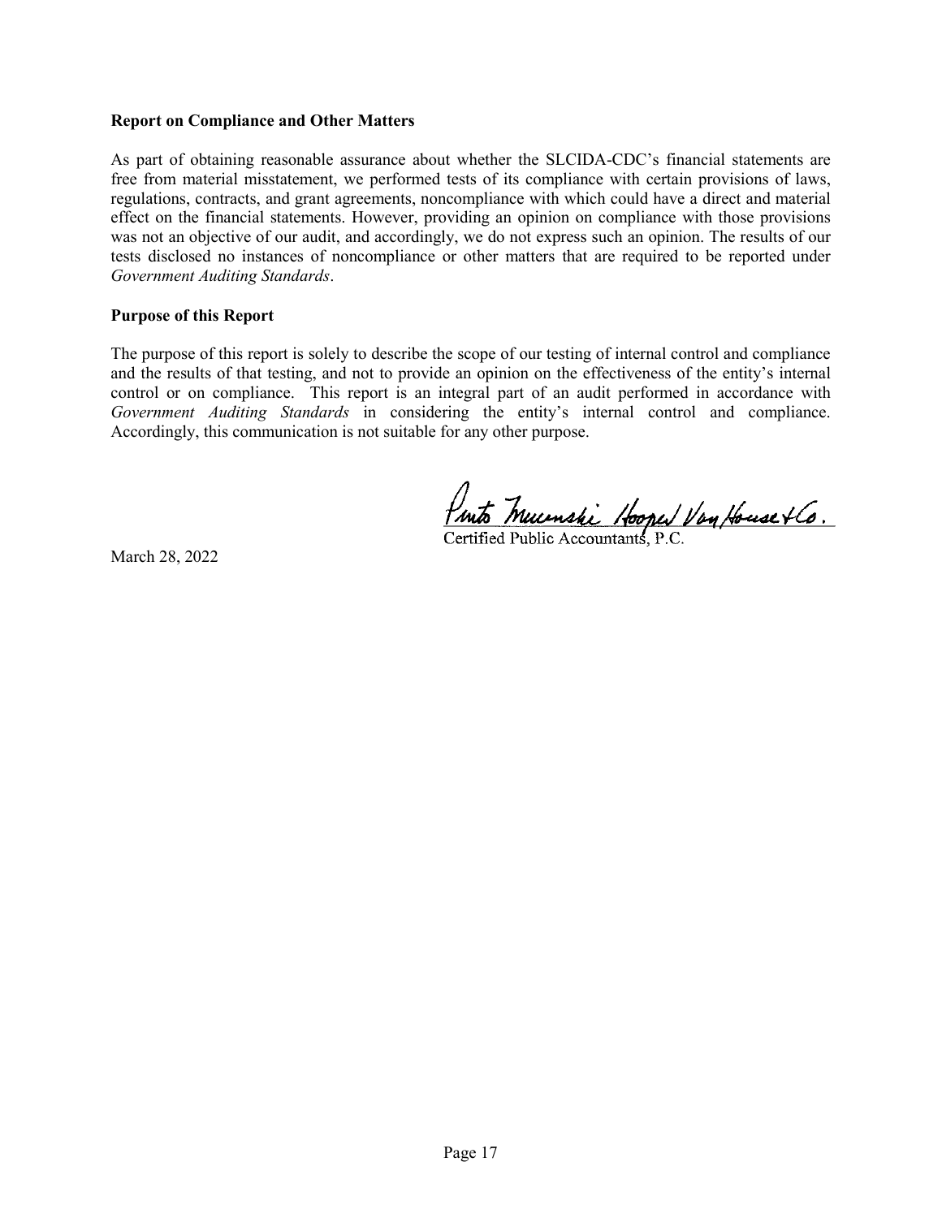**Report on Compliance and Other Matters**

As part of obtaining reasonable assurance about whether the SLCIDA-CDC's financial statements are free from material misstatement, we performed tests of its compliance with certain provisions of laws, regulations, contracts, and grant agreements, noncompliance with which could have a direct and material effect on the financial statements. However, providing an opinion on compliance with those provisions was not an objective of our audit, and accordingly, we do not express such an opinion. The results of our tests disclosed no instances of noncompliance or other matters that are required to be reported under *Government Auditing Standards*.

**Purpose of this Report**

The purpose of this report is solely to describe the scope of our testing of internal control and compliance and the results of that testing, and not to provide an opinion on the effectiveness of the entity's internal control or on compliance. This report is an integral part of an audit performed in accordance with *Government Auditing Standards* in considering the entity's internal control and compliance. Accordingly, this communication is not suitable for any other purpose.

Pinto Mucenski Hooper Van House & Co.
Certified Public Accountants, P.C.

March 28, 2022